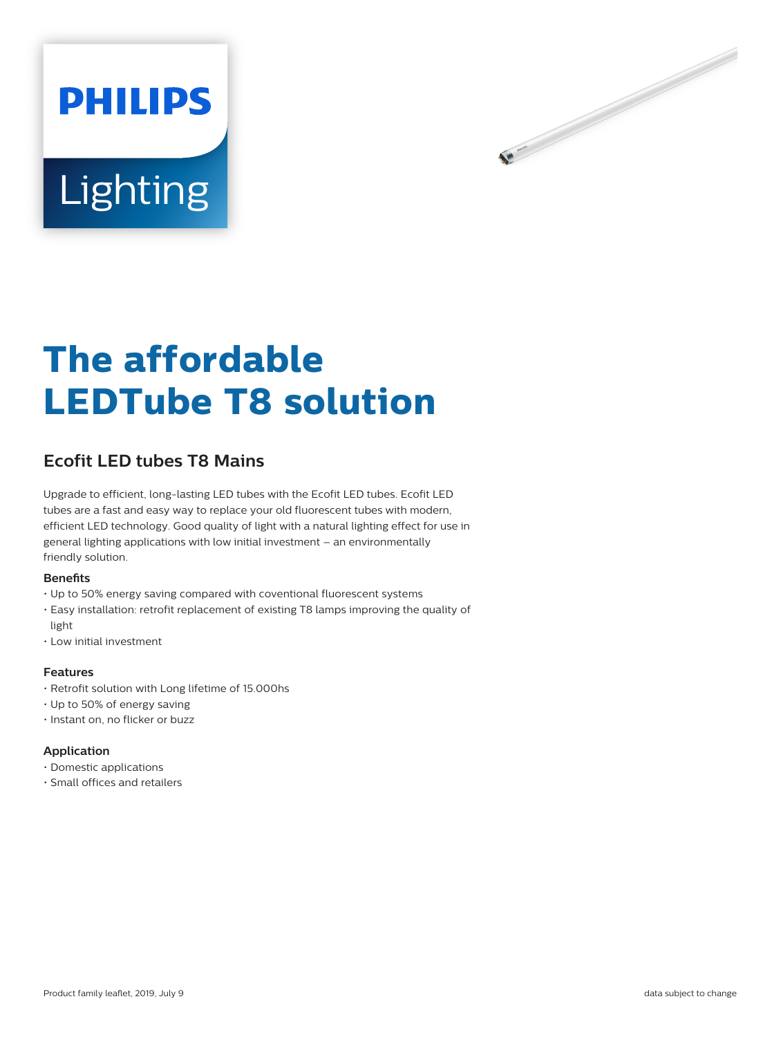# The affordable LEDTube T8 solution

## Ecofit LED tubes T8 Mains

Upgrade to efficient, long-lasting LED tubes with the Ecofit LED tubes. Ecofit LED tubes are a fast and easy way to replace your old fluorescent tubes with modern, efficient LED technology. Good quality of light with a natural lighting effect for use in general lighting applications with low initial investment – an environmentally friendly solution.

### Benefits

- Up to 50% energy saving compared with coventional fluorescent systems
- Easy installation: retrofit replacement of existing T8 lamps improving the quality of light
- Low initial investment

### Features

- Retrofit solution with Long lifetime of 15.000hs
- Up to 50% of energy saving
- Instant on, no flicker or buzz

### Application

- Domestic applications
- Small offices and retailers

Product family leaflet, 2019, July 9

data subject to change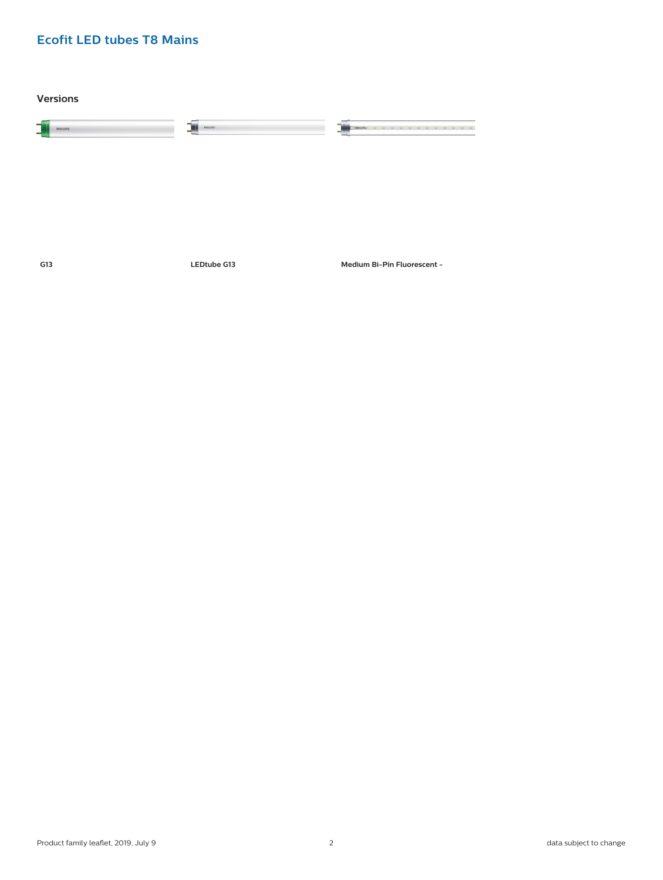## Ecofit LED tubes T8 Mains

### Versions

G13

LEDtube G13

Medium Bi-Pin Fluorescent -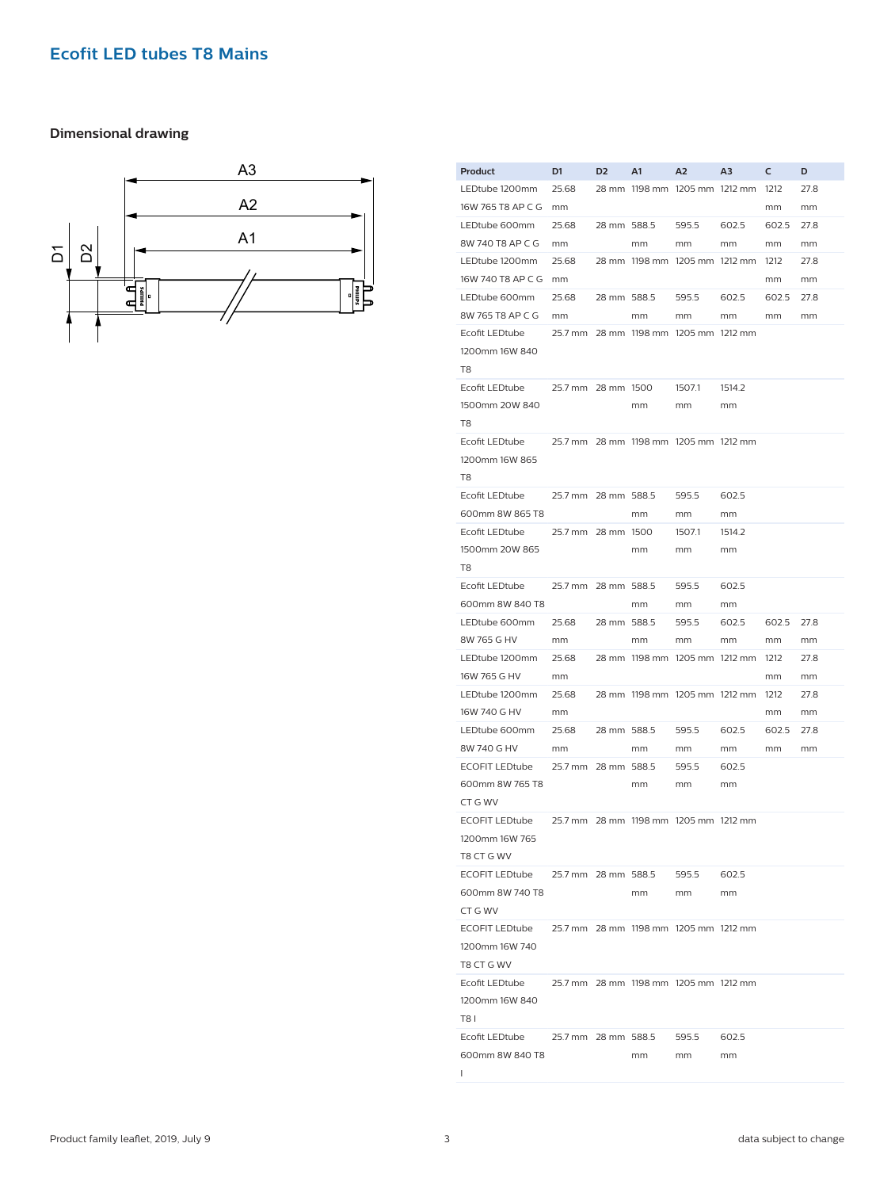## Ecofit LED tubes T8 Mains

### Dimensional drawing

| Product | D1 | D2 | A1 | A2 | A3 | C | D |
|---|---|---|---|---|---|---|---|
| LEDtube 1200mm 16W 765 T8 AP C G | 25.68 mm | 28 mm | 1198 mm | 1205 mm | 1212 mm | 1212 mm | 27.8 mm |
| LEDtube 600mm 8W 740 T8 AP C G | 25.68 mm | 28 mm | 588.5 mm | 595.5 mm | 602.5 mm | 602.5 mm | 27.8 mm |
| LEDtube 1200mm 16W 740 T8 AP C G | 25.68 mm | 28 mm | 1198 mm | 1205 mm | 1212 mm | 1212 mm | 27.8 mm |
| LEDtube 600mm 8W 765 T8 AP C G | 25.68 mm | 28 mm | 588.5 mm | 595.5 mm | 602.5 mm | 602.5 mm | 27.8 mm |
| Ecofit LEDtube 1200mm 16W 840 T8 | 25.7 mm | 28 mm | 1198 mm | 1205 mm | 1212 mm | | |
| Ecofit LEDtube 1500mm 20W 840 T8 | 25.7 mm | 28 mm | 1500 mm | 1507.1 mm | 1514.2 mm | | |
| Ecofit LEDtube 1200mm 16W 865 T8 | 25.7 mm | 28 mm | 1198 mm | 1205 mm | 1212 mm | | |
| Ecofit LEDtube 600mm 8W 865 T8 | 25.7 mm | 28 mm | 588.5 mm | 595.5 mm | 602.5 mm | | |
| Ecofit LEDtube 1500mm 20W 865 T8 | 25.7 mm | 28 mm | 1500 mm | 1507.1 mm | 1514.2 mm | | |
| Ecofit LEDtube 600mm 8W 840 T8 | 25.7 mm | 28 mm | 588.5 mm | 595.5 mm | 602.5 mm | | |
| LEDtube 600mm 8W 765 G HV | 25.68 mm | 28 mm | 588.5 mm | 595.5 mm | 602.5 mm | 602.5 mm | 27.8 mm |
| LEDtube 1200mm 16W 765 G HV | 25.68 mm | 28 mm | 1198 mm | 1205 mm | 1212 mm | 1212 mm | 27.8 mm |
| LEDtube 1200mm 16W 740 G HV | 25.68 mm | 28 mm | 1198 mm | 1205 mm | 1212 mm | 1212 mm | 27.8 mm |
| LEDtube 600mm 8W 740 G HV | 25.68 mm | 28 mm | 588.5 mm | 595.5 mm | 602.5 mm | 602.5 mm | 27.8 mm |
| ECOFIT LEDtube 600mm 8W 765 T8 CT G WV | 25.7 mm | 28 mm | 588.5 mm | 595.5 mm | 602.5 mm | | |
| ECOFIT LEDtube 1200mm 16W 765 T8 CT G WV | 25.7 mm | 28 mm | 1198 mm | 1205 mm | 1212 mm | | |
| ECOFIT LEDtube 600mm 8W 740 T8 CT G WV | 25.7 mm | 28 mm | 588.5 mm | 595.5 mm | 602.5 mm | | |
| ECOFIT LEDtube 1200mm 16W 740 T8 CT G WV | 25.7 mm | 28 mm | 1198 mm | 1205 mm | 1212 mm | | |
| Ecofit LEDtube 1200mm 16W 840 T8 I | 25.7 mm | 28 mm | 1198 mm | 1205 mm | 1212 mm | | |
| Ecofit LEDtube 600mm 8W 840 T8 I | 25.7 mm | 28 mm | 588.5 mm | 595.5 mm | 602.5 mm | | |

Product family leaflet, 2019, July 9

data subject to change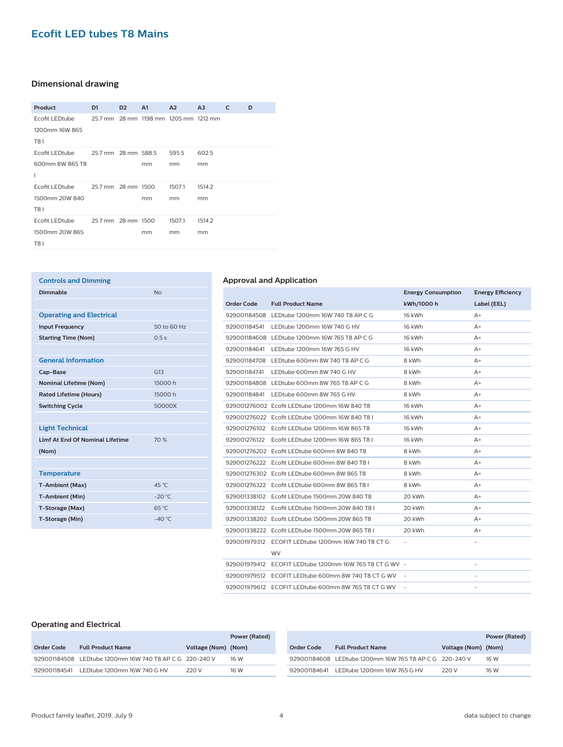# Ecofit LED tubes T8 Mains

## Dimensional drawing

| Product | D1 | D2 | A1 | A2 | A3 | C | D |
|---|---|---|---|---|---|---|---|
| Ecofit LEDtube 1200mm 16W 865 T8 I | 25.7 mm | 28 mm | 1198 mm | 1205 mm | 1212 mm | | |
| Ecofit LEDtube 600mm 8W 865 T8 I | 25.7 mm | 28 mm | 588.5 mm | 595.5 mm | 602.5 mm | | |
| Ecofit LEDtube 1500mm 20W 840 T8 I | 25.7 mm | 28 mm | 1500 mm | 1507.1 mm | 1514.2 mm | | |
| Ecofit LEDtube 1500mm 20W 865 T8 I | 25.7 mm | 28 mm | 1500 mm | 1507.1 mm | 1514.2 mm | | |

### Controls and Dimming

| | |
|---|---|
| **Dimmable** | No |

### Operating and Electrical

| | |
|---|---|
| **Input Frequency** | 50 to 60 Hz |
| **Starting Time (Nom)** | 0.5 s |

### General Information

| | |
|---|---|
| **Cap-Base** | G13 |
| **Nominal Lifetime (Nom)** | 15000 h |
| **Rated Lifetime (Hours)** | 15000 h |
| **Switching Cycle** | 50000X |

### Light Technical

| | |
|---|---|
| **Llmf At End Of Nominal Lifetime (Nom)** | 70 % |

### Temperature

| | |
|---|---|
| **T-Ambient (Max)** | 45 °C |
| **T-Ambient (Min)** | -20 °C |
| **T-Storage (Max)** | 65 °C |
| **T-Storage (Min)** | -40 °C |

## Approval and Application

| Order Code | Full Product Name | Energy Consumption kWh/1000 h | Energy Efficiency Label (EEL) |
|---|---|---|---|
| 929001184508 | LEDtube 1200mm 16W 740 T8 AP C G | 16 kWh | A+ |
| 929001184541 | LEDtube 1200mm 16W 740 G HV | 16 kWh | A+ |
| 929001184608 | LEDtube 1200mm 16W 765 T8 AP C G | 16 kWh | A+ |
| 929001184641 | LEDtube 1200mm 16W 765 G HV | 16 kWh | A+ |
| 929001184708 | LEDtube 600mm 8W 740 T8 AP C G | 8 kWh | A+ |
| 929001184741 | LEDtube 600mm 8W 740 G HV | 8 kWh | A+ |
| 929001184808 | LEDtube 600mm 8W 765 T8 AP C G | 8 kWh | A+ |
| 929001184841 | LEDtube 600mm 8W 765 G HV | 8 kWh | A+ |
| 929001276002 | Ecofit LEDtube 1200mm 16W 840 T8 | 16 kWh | A+ |
| 929001276022 | Ecofit LEDtube 1200mm 16W 840 T8 I | 16 kWh | A+ |
| 929001276102 | Ecofit LEDtube 1200mm 16W 865 T8 | 16 kWh | A+ |
| 929001276122 | Ecofit LEDtube 1200mm 16W 865 T8 I | 16 kWh | A+ |
| 929001276202 | Ecofit LEDtube 600mm 8W 840 T8 | 8 kWh | A+ |
| 929001276222 | Ecofit LEDtube 600mm 8W 840 T8 I | 8 kWh | A+ |
| 929001276302 | Ecofit LEDtube 600mm 8W 865 T8 | 8 kWh | A+ |
| 929001276322 | Ecofit LEDtube 600mm 8W 865 T8 I | 8 kWh | A+ |
| 929001338102 | Ecofit LEDtube 1500mm 20W 840 T8 | 20 kWh | A+ |
| 929001338122 | Ecofit LEDtube 1500mm 20W 840 T8 I | 20 kWh | A+ |
| 929001338202 | Ecofit LEDtube 1500mm 20W 865 T8 | 20 kWh | A+ |
| 929001338222 | Ecofit LEDtube 1500mm 20W 865 T8 I | 20 kWh | A+ |
| 929001979312 | ECOFIT LEDtube 1200mm 16W 740 T8 CT G WV | - | - |
| 929001979412 | ECOFIT LEDtube 1200mm 16W 765 T8 CT G WV | - | - |
| 929001979512 | ECOFIT LEDtube 600mm 8W 740 T8 CT G WV | - | - |
| 929001979612 | ECOFIT LEDtube 600mm 8W 765 T8 CT G WV | - | - |

## Operating and Electrical

| Order Code | Full Product Name | Voltage (Nom) | Power (Rated) (Nom) |
|---|---|---|---|
| 929001184508 | LEDtube 1200mm 16W 740 T8 AP C G | 220-240 V | 16 W |
| 929001184541 | LEDtube 1200mm 16W 740 G HV | 220 V | 16 W |
| 929001184608 | LEDtube 1200mm 16W 765 T8 AP C G | 220-240 V | 16 W |
| 929001184641 | LEDtube 1200mm 16W 765 G HV | 220 V | 16 W |

Product family leaflet, 2019, July 9 | data subject to change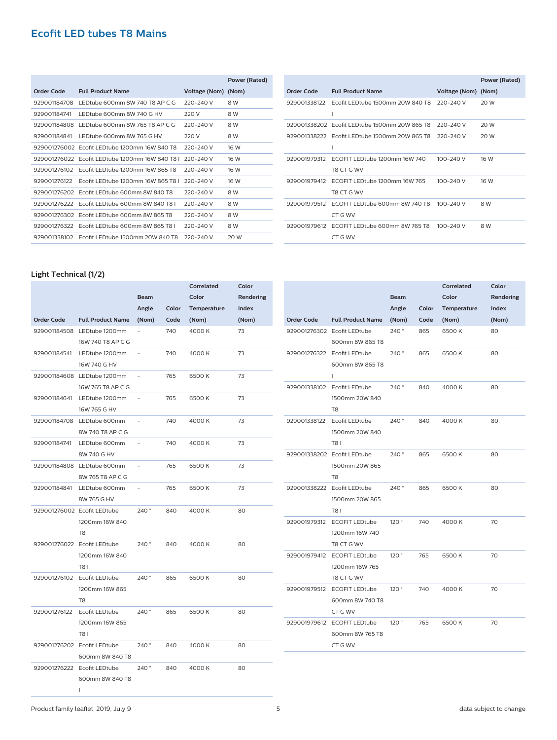## Ecofit LED tubes T8 Mains

| Order Code | Full Product Name | Voltage (Nom) | Power (Rated) (Nom) |
|---|---|---|---|
| 929001184708 | LEDtube 600mm 8W 740 T8 AP C G | 220-240 V | 8 W |
| 929001184741 | LEDtube 600mm 8W 740 G HV | 220 V | 8 W |
| 929001184808 | LEDtube 600mm 8W 765 T8 AP C G | 220-240 V | 8 W |
| 929001184841 | LEDtube 600mm 8W 765 G HV | 220 V | 8 W |
| 929001276002 | Ecofit LEDtube 1200mm 16W 840 T8 | 220-240 V | 16 W |
| 929001276022 | Ecofit LEDtube 1200mm 16W 840 T8 I | 220-240 V | 16 W |
| 929001276102 | Ecofit LEDtube 1200mm 16W 865 T8 | 220-240 V | 16 W |
| 929001276122 | Ecofit LEDtube 1200mm 16W 865 T8 I | 220-240 V | 16 W |
| 929001276202 | Ecofit LEDtube 600mm 8W 840 T8 | 220-240 V | 8 W |
| 929001276222 | Ecofit LEDtube 600mm 8W 840 T8 I | 220-240 V | 8 W |
| 929001276302 | Ecofit LEDtube 600mm 8W 865 T8 | 220-240 V | 8 W |
| 929001276322 | Ecofit LEDtube 600mm 8W 865 T8 I | 220-240 V | 8 W |
| 929001338102 | Ecofit LEDtube 1500mm 20W 840 T8 | 220-240 V | 20 W |
| 929001338122 | Ecofit LEDtube 1500mm 20W 840 T8 I | 220-240 V | 20 W |
| 929001338202 | Ecofit LEDtube 1500mm 20W 865 T8 | 220-240 V | 20 W |
| 929001338222 | Ecofit LEDtube 1500mm 20W 865 T8 I | 220-240 V | 20 W |
| 929001979312 | ECOFIT LEDtube 1200mm 16W 740 T8 CT G WV | 100-240 V | 16 W |
| 929001979412 | ECOFIT LEDtube 1200mm 16W 765 T8 CT G WV | 100-240 V | 16 W |
| 929001979512 | ECOFIT LEDtube 600mm 8W 740 T8 CT G WV | 100-240 V | 8 W |
| 929001979612 | ECOFIT LEDtube 600mm 8W 765 T8 CT G WV | 100-240 V | 8 W |

### Light Technical (1/2)

| Order Code | Full Product Name | Beam Angle (Nom) | Color Code | Correlated Color Temperature (Nom) | Color Rendering Index (Nom) |
|---|---|---|---|---|---|
| 929001184508 | LEDtube 1200mm 16W 740 T8 AP C G | - | 740 | 4000 K | 73 |
| 929001184541 | LEDtube 1200mm 16W 740 G HV | - | 740 | 4000 K | 73 |
| 929001184608 | LEDtube 1200mm 16W 765 T8 AP C G | - | 765 | 6500 K | 73 |
| 929001184641 | LEDtube 1200mm 16W 765 G HV | - | 765 | 6500 K | 73 |
| 929001184708 | LEDtube 600mm 8W 740 T8 AP C G | - | 740 | 4000 K | 73 |
| 929001184741 | LEDtube 600mm 8W 740 G HV | - | 740 | 4000 K | 73 |
| 929001184808 | LEDtube 600mm 8W 765 T8 AP C G | - | 765 | 6500 K | 73 |
| 929001184841 | LEDtube 600mm 8W 765 G HV | - | 765 | 6500 K | 73 |
| 929001276002 | Ecofit LEDtube 1200mm 16W 840 T8 | 240 ° | 840 | 4000 K | 80 |
| 929001276022 | Ecofit LEDtube 1200mm 16W 840 T8 I | 240 ° | 840 | 4000 K | 80 |
| 929001276102 | Ecofit LEDtube 1200mm 16W 865 T8 | 240 ° | 865 | 6500 K | 80 |
| 929001276122 | Ecofit LEDtube 1200mm 16W 865 T8 I | 240 ° | 865 | 6500 K | 80 |
| 929001276202 | Ecofit LEDtube 600mm 8W 840 T8 | 240 ° | 840 | 4000 K | 80 |
| 929001276222 | Ecofit LEDtube 600mm 8W 840 T8 I | 240 ° | 840 | 4000 K | 80 |
| 929001276302 | Ecofit LEDtube 600mm 8W 865 T8 | 240 ° | 865 | 6500 K | 80 |
| 929001276322 | Ecofit LEDtube 600mm 8W 865 T8 I | 240 ° | 865 | 6500 K | 80 |
| 929001338102 | Ecofit LEDtube 1500mm 20W 840 T8 | 240 ° | 840 | 4000 K | 80 |
| 929001338122 | Ecofit LEDtube 1500mm 20W 840 T8 I | 240 ° | 840 | 4000 K | 80 |
| 929001338202 | Ecofit LEDtube 1500mm 20W 865 T8 | 240 ° | 865 | 6500 K | 80 |
| 929001338222 | Ecofit LEDtube 1500mm 20W 865 T8 I | 240 ° | 865 | 6500 K | 80 |
| 929001979312 | ECOFIT LEDtube 1200mm 16W 740 T8 CT G WV | 120 ° | 740 | 4000 K | 70 |
| 929001979412 | ECOFIT LEDtube 1200mm 16W 765 T8 CT G WV | 120 ° | 765 | 6500 K | 70 |
| 929001979512 | ECOFIT LEDtube 600mm 8W 740 T8 CT G WV | 120 ° | 740 | 4000 K | 70 |
| 929001979612 | ECOFIT LEDtube 600mm 8W 765 T8 CT G WV | 120 ° | 765 | 6500 K | 70 |

Product family leaflet, 2019, July 9

data subject to change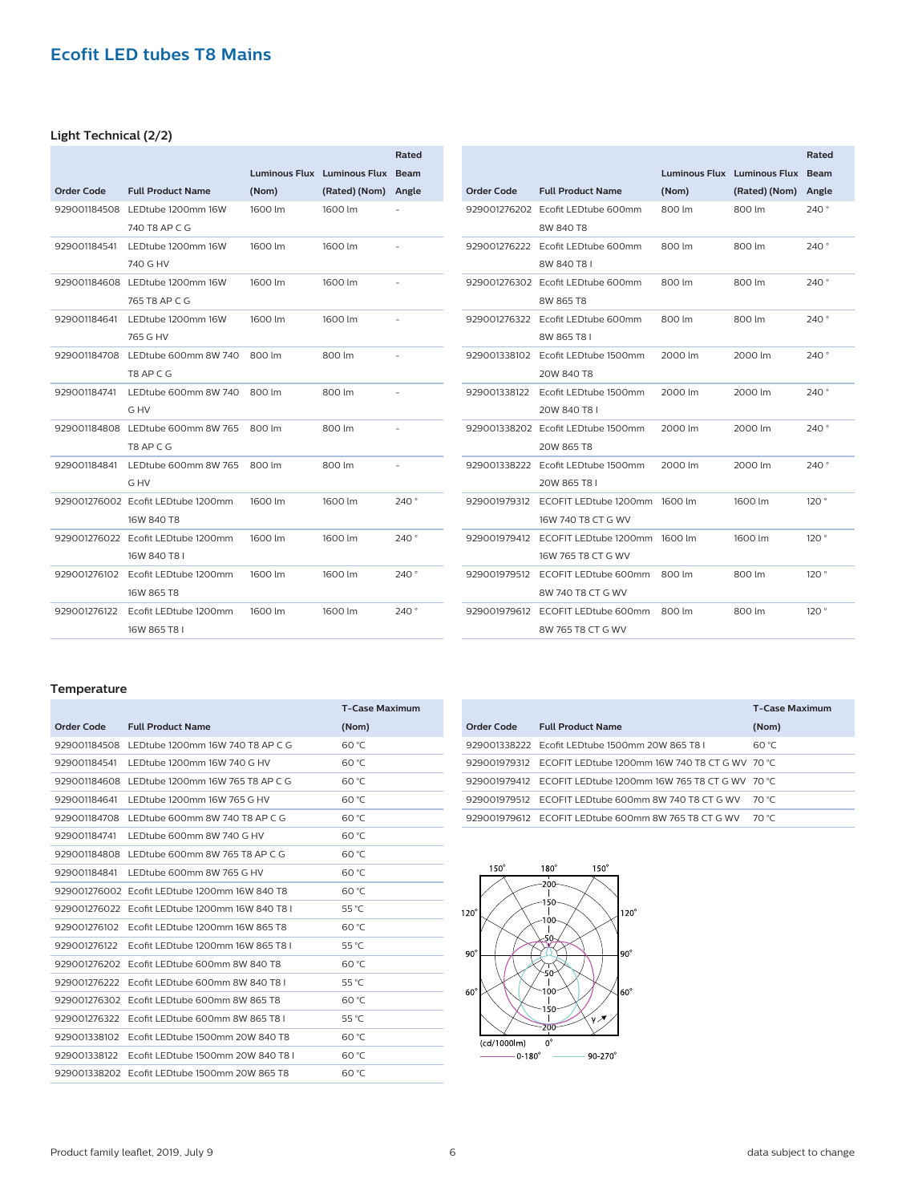## Ecofit LED tubes T8 Mains

### Light Technical (2/2)

| Order Code | Full Product Name | Luminous Flux (Nom) | Luminous Flux (Rated) (Nom) | Rated Beam Angle |
|---|---|---|---|---|
| 929001184508 | LEDtube 1200mm 16W 740 T8 AP C G | 1600 lm | 1600 lm | - |
| 929001184541 | LEDtube 1200mm 16W 740 G HV | 1600 lm | 1600 lm | - |
| 929001184608 | LEDtube 1200mm 16W 765 T8 AP C G | 1600 lm | 1600 lm | - |
| 929001184641 | LEDtube 1200mm 16W 765 G HV | 1600 lm | 1600 lm | - |
| 929001184708 | LEDtube 600mm 8W 740 T8 AP C G | 800 lm | 800 lm | - |
| 929001184741 | LEDtube 600mm 8W 740 G HV | 800 lm | 800 lm | - |
| 929001184808 | LEDtube 600mm 8W 765 T8 AP C G | 800 lm | 800 lm | - |
| 929001184841 | LEDtube 600mm 8W 765 G HV | 800 lm | 800 lm | - |
| 929001276002 | Ecofit LEDtube 1200mm 16W 840 T8 | 1600 lm | 1600 lm | 240 ° |
| 929001276022 | Ecofit LEDtube 1200mm 16W 840 T8 I | 1600 lm | 1600 lm | 240 ° |
| 929001276102 | Ecofit LEDtube 1200mm 16W 865 T8 | 1600 lm | 1600 lm | 240 ° |
| 929001276122 | Ecofit LEDtube 1200mm 16W 865 T8 I | 1600 lm | 1600 lm | 240 ° |
| 929001276202 | Ecofit LEDtube 600mm 8W 840 T8 | 800 lm | 800 lm | 240 ° |
| 929001276222 | Ecofit LEDtube 600mm 8W 840 T8 I | 800 lm | 800 lm | 240 ° |
| 929001276302 | Ecofit LEDtube 600mm 8W 865 T8 | 800 lm | 800 lm | 240 ° |
| 929001276322 | Ecofit LEDtube 600mm 8W 865 T8 I | 800 lm | 800 lm | 240 ° |
| 929001338102 | Ecofit LEDtube 1500mm 20W 840 T8 | 2000 lm | 2000 lm | 240 ° |
| 929001338122 | Ecofit LEDtube 1500mm 20W 840 T8 I | 2000 lm | 2000 lm | 240 ° |
| 929001338202 | Ecofit LEDtube 1500mm 20W 865 T8 | 2000 lm | 2000 lm | 240 ° |
| 929001338222 | Ecofit LEDtube 1500mm 20W 865 T8 I | 2000 lm | 2000 lm | 240 ° |
| 929001979312 | ECOFIT LEDtube 1200mm 16W 740 T8 CT G WV | 1600 lm | 1600 lm | 120 ° |
| 929001979412 | ECOFIT LEDtube 1200mm 16W 765 T8 CT G WV | 1600 lm | 1600 lm | 120 ° |
| 929001979512 | ECOFIT LEDtube 600mm 8W 740 T8 CT G WV | 800 lm | 800 lm | 120 ° |
| 929001979612 | ECOFIT LEDtube 600mm 8W 765 T8 CT G WV | 800 lm | 800 lm | 120 ° |

### Temperature

| Order Code | Full Product Name | T-Case Maximum (Nom) |
|---|---|---|
| 929001184508 | LEDtube 1200mm 16W 740 T8 AP C G | 60 °C |
| 929001184541 | LEDtube 1200mm 16W 740 G HV | 60 °C |
| 929001184608 | LEDtube 1200mm 16W 765 T8 AP C G | 60 °C |
| 929001184641 | LEDtube 1200mm 16W 765 G HV | 60 °C |
| 929001184708 | LEDtube 600mm 8W 740 T8 AP C G | 60 °C |
| 929001184741 | LEDtube 600mm 8W 740 G HV | 60 °C |
| 929001184808 | LEDtube 600mm 8W 765 T8 AP C G | 60 °C |
| 929001184841 | LEDtube 600mm 8W 765 G HV | 60 °C |
| 929001276002 | Ecofit LEDtube 1200mm 16W 840 T8 | 60 °C |
| 929001276022 | Ecofit LEDtube 1200mm 16W 840 T8 I | 55 °C |
| 929001276102 | Ecofit LEDtube 1200mm 16W 865 T8 | 60 °C |
| 929001276122 | Ecofit LEDtube 1200mm 16W 865 T8 I | 55 °C |
| 929001276202 | Ecofit LEDtube 600mm 8W 840 T8 | 60 °C |
| 929001276222 | Ecofit LEDtube 600mm 8W 840 T8 I | 55 °C |
| 929001276302 | Ecofit LEDtube 600mm 8W 865 T8 | 60 °C |
| 929001276322 | Ecofit LEDtube 600mm 8W 865 T8 I | 55 °C |
| 929001338102 | Ecofit LEDtube 1500mm 20W 840 T8 | 60 °C |
| 929001338122 | Ecofit LEDtube 1500mm 20W 840 T8 I | 60 °C |
| 929001338202 | Ecofit LEDtube 1500mm 20W 865 T8 | 60 °C |
| 929001338222 | Ecofit LEDtube 1500mm 20W 865 T8 I | 60 °C |
| 929001979312 | ECOFIT LEDtube 1200mm 16W 740 T8 CT G WV | 70 °C |
| 929001979412 | ECOFIT LEDtube 1200mm 16W 765 T8 CT G WV | 70 °C |
| 929001979512 | ECOFIT LEDtube 600mm 8W 740 T8 CT G WV | 70 °C |
| 929001979612 | ECOFIT LEDtube 600mm 8W 765 T8 CT G WV | 70 °C |

(cd/1000lm) — 0-180° — 90-270°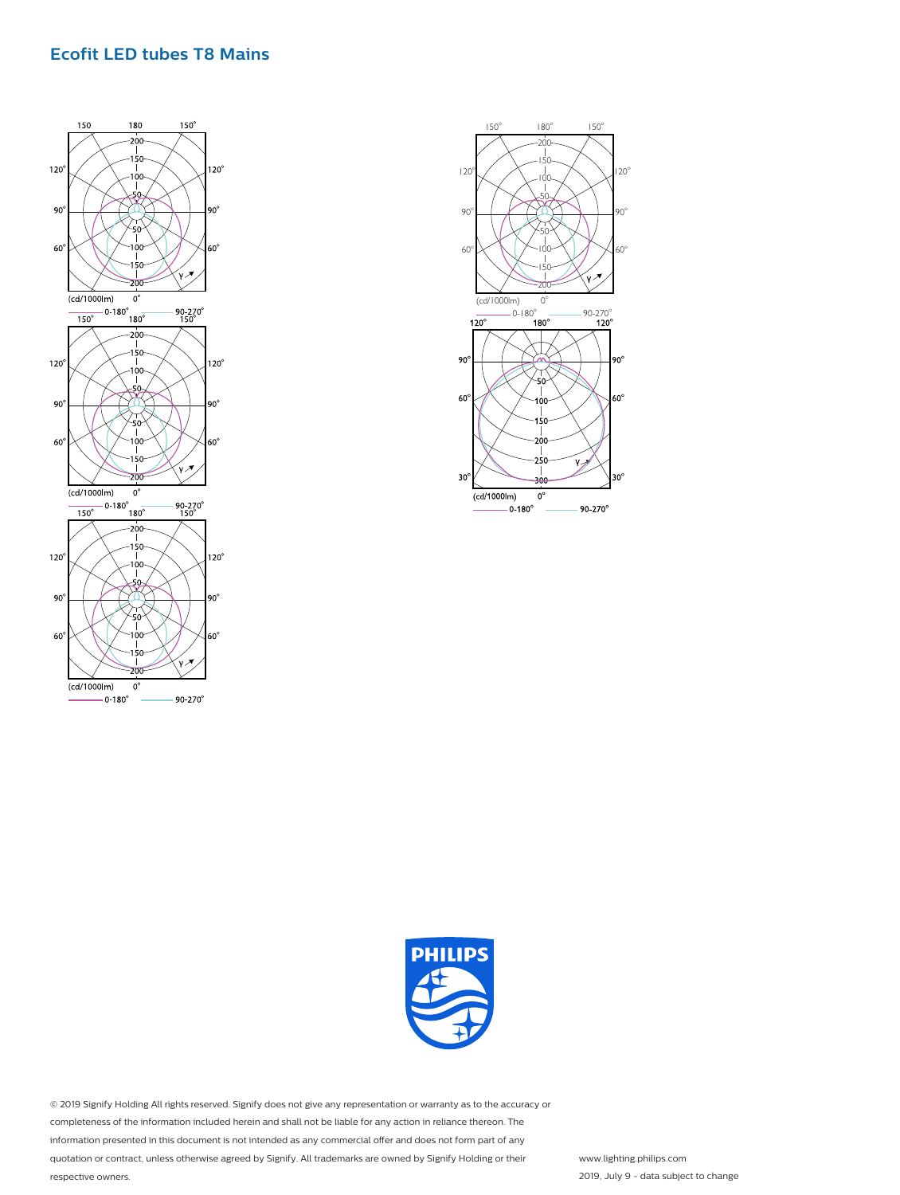## Ecofit LED tubes T8 Mains

150 180 150°
120° 120°
90° 90°
60° 60°
200 150 100 50 50 100 150 200
γ
(cd/1000lm) 0°
0-180° 90-270°

150° 180° 150°
120° 120°
90° 90°
60° 60°
200 150 100 50 50 100 150 200
γ
(cd/1000lm) 0°
0-180° 90-270°

150° 180° 150°
120° 120°
90° 90°
60° 60°
200 150 100 50 50 100 150 200
γ
(cd/1000lm) 0°
0-180° 90-270°

150° 180° 150°
120° 120°
90° 90°
60° 60°
200 150 100 50 50 100 150 200
γ
(cd/1000lm) 0°
0-180° 90-270°

120° 180° 120°
90° 90°
60° 60°
30° 30°
50 100 150 200 250 300
γ
(cd/1000lm) 0°
0-180° 90-270°

© 2019 Signify Holding All rights reserved. Signify does not give any representation or warranty as to the accuracy or completeness of the information included herein and shall not be liable for any action in reliance thereon. The information presented in this document is not intended as any commercial offer and does not form part of any quotation or contract, unless otherwise agreed by Signify. All trademarks are owned by Signify Holding or their respective owners.

www.lighting.philips.com
2019, July 9 - data subject to change